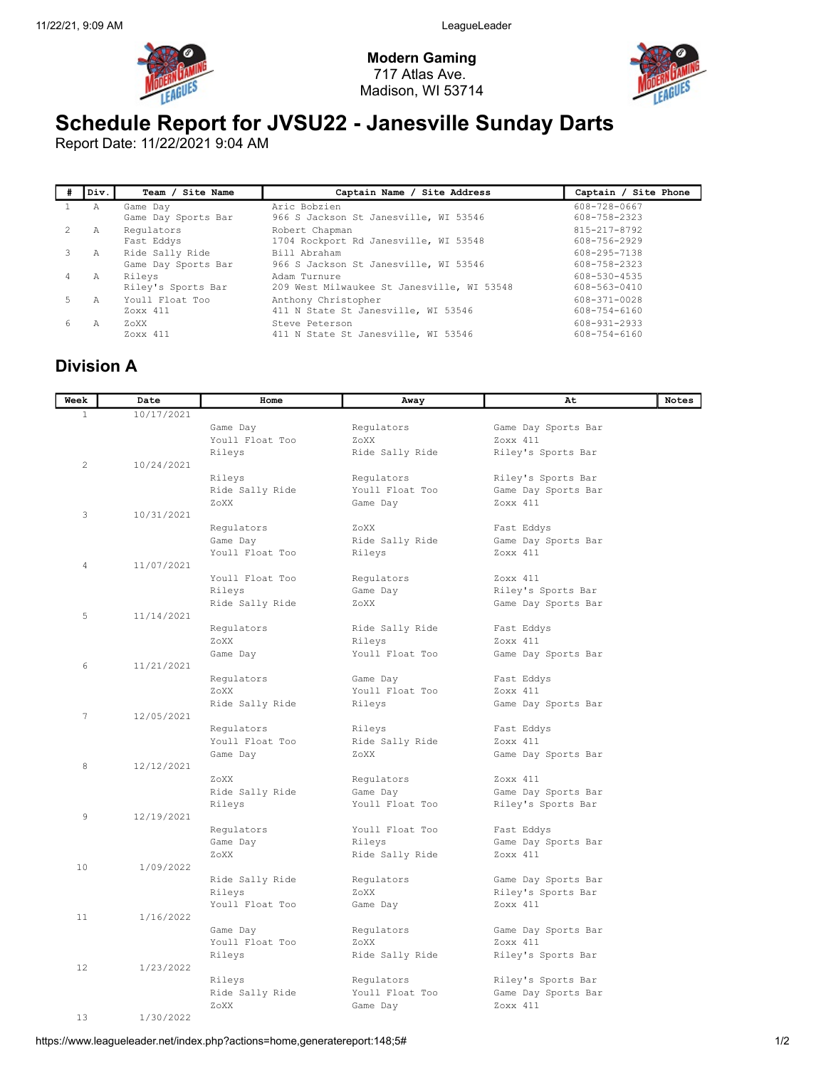**Modern Gaming**
717 Atlas Ave.
Madison, WI 53714

# Schedule Report for JVSU22 - Janesville Sunday Darts

Report Date: 11/22/2021 9:04 AM

| # | Div. | Team / Site Name | Captain Name / Site Address | Captain / Site Phone |
|---|---|---|---|---|
| 1 | A | Game Day<br>Game Day Sports Bar | Aric Bobzien<br>966 S Jackson St Janesville, WI 53546 | 608-728-0667<br>608-758-2323 |
| 2 | A | Regulators<br>Fast Eddys | Robert Chapman<br>1704 Rockport Rd Janesville, WI 53548 | 815-217-8792<br>608-756-2929 |
| 3 | A | Ride Sally Ride<br>Game Day Sports Bar | Bill Abraham<br>966 S Jackson St Janesville, WI 53546 | 608-295-7138<br>608-758-2323 |
| 4 | A | Rileys<br>Riley's Sports Bar | Adam Turnure<br>209 West Milwaukee St Janesville, WI 53548 | 608-530-4535<br>608-563-0410 |
| 5 | A | Youll Float Too<br>Zoxx 411 | Anthony Christopher<br>411 N State St Janesville, WI 53546 | 608-371-0028<br>608-754-6160 |
| 6 | A | ZoXX<br>Zoxx 411 | Steve Peterson<br>411 N State St Janesville, WI 53546 | 608-931-2933<br>608-754-6160 |

## Division A

| Week | Date | Home | Away | At | Notes |
|---|---|---|---|---|---|
| 1 | 10/17/2021 | | | | |
| | | Game Day | Regulators | Game Day Sports Bar | |
| | | Youll Float Too | ZoXX | Zoxx 411 | |
| | | Rileys | Ride Sally Ride | Riley's Sports Bar | |
| 2 | 10/24/2021 | | | | |
| | | Rileys | Regulators | Riley's Sports Bar | |
| | | Ride Sally Ride | Youll Float Too | Game Day Sports Bar | |
| | | ZoXX | Game Day | Zoxx 411 | |
| 3 | 10/31/2021 | | | | |
| | | Regulators | ZoXX | Fast Eddys | |
| | | Game Day | Ride Sally Ride | Game Day Sports Bar | |
| | | Youll Float Too | Rileys | Zoxx 411 | |
| 4 | 11/07/2021 | | | | |
| | | Youll Float Too | Regulators | Zoxx 411 | |
| | | Rileys | Game Day | Riley's Sports Bar | |
| | | Ride Sally Ride | ZoXX | Game Day Sports Bar | |
| 5 | 11/14/2021 | | | | |
| | | Regulators | Ride Sally Ride | Fast Eddys | |
| | | ZoXX | Rileys | Zoxx 411 | |
| | | Game Day | Youll Float Too | Game Day Sports Bar | |
| 6 | 11/21/2021 | | | | |
| | | Regulators | Game Day | Fast Eddys | |
| | | ZoXX | Youll Float Too | Zoxx 411 | |
| | | Ride Sally Ride | Rileys | Game Day Sports Bar | |
| 7 | 12/05/2021 | | | | |
| | | Regulators | Rileys | Fast Eddys | |
| | | Youll Float Too | Ride Sally Ride | Zoxx 411 | |
| | | Game Day | ZoXX | Game Day Sports Bar | |
| 8 | 12/12/2021 | | | | |
| | | ZoXX | Regulators | Zoxx 411 | |
| | | Ride Sally Ride | Game Day | Game Day Sports Bar | |
| | | Rileys | Youll Float Too | Riley's Sports Bar | |
| 9 | 12/19/2021 | | | | |
| | | Regulators | Youll Float Too | Fast Eddys | |
| | | Game Day | Rileys | Game Day Sports Bar | |
| | | ZoXX | Ride Sally Ride | Zoxx 411 | |
| 10 | 1/09/2022 | | | | |
| | | Ride Sally Ride | Regulators | Game Day Sports Bar | |
| | | Rileys | ZoXX | Riley's Sports Bar | |
| | | Youll Float Too | Game Day | Zoxx 411 | |
| 11 | 1/16/2022 | | | | |
| | | Game Day | Regulators | Game Day Sports Bar | |
| | | Youll Float Too | ZoXX | Zoxx 411 | |
| | | Rileys | Ride Sally Ride | Riley's Sports Bar | |
| 12 | 1/23/2022 | | | | |
| | | Rileys | Regulators | Riley's Sports Bar | |
| | | Ride Sally Ride | Youll Float Too | Game Day Sports Bar | |
| | | ZoXX | Game Day | Zoxx 411 | |
| 13 | 1/30/2022 | | | | |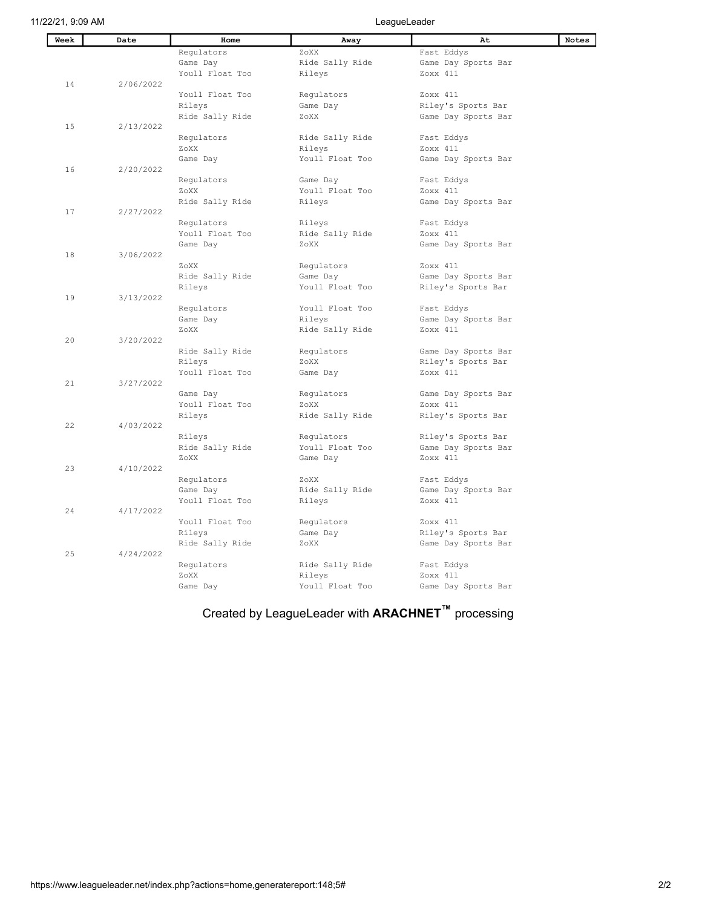| Week | Date | Home | Away | At | Notes |
| --- | --- | --- | --- | --- | --- |
| | | Regulators | ZoXX | Fast Eddys | |
| | | Game Day | Ride Sally Ride | Game Day Sports Bar | |
| | | Youll Float Too | Rileys | Zoxx 411 | |
| 14 | 2/06/2022 | | | | |
| | | Youll Float Too | Regulators | Zoxx 411 | |
| | | Rileys | Game Day | Riley's Sports Bar | |
| | | Ride Sally Ride | ZoXX | Game Day Sports Bar | |
| 15 | 2/13/2022 | | | | |
| | | Regulators | Ride Sally Ride | Fast Eddys | |
| | | ZoXX | Rileys | Zoxx 411 | |
| | | Game Day | Youll Float Too | Game Day Sports Bar | |
| 16 | 2/20/2022 | | | | |
| | | Regulators | Game Day | Fast Eddys | |
| | | ZoXX | Youll Float Too | Zoxx 411 | |
| | | Ride Sally Ride | Rileys | Game Day Sports Bar | |
| 17 | 2/27/2022 | | | | |
| | | Regulators | Rileys | Fast Eddys | |
| | | Youll Float Too | Ride Sally Ride | Zoxx 411 | |
| | | Game Day | ZoXX | Game Day Sports Bar | |
| 18 | 3/06/2022 | | | | |
| | | ZoXX | Regulators | Zoxx 411 | |
| | | Ride Sally Ride | Game Day | Game Day Sports Bar | |
| | | Rileys | Youll Float Too | Riley's Sports Bar | |
| 19 | 3/13/2022 | | | | |
| | | Regulators | Youll Float Too | Fast Eddys | |
| | | Game Day | Rileys | Game Day Sports Bar | |
| | | ZoXX | Ride Sally Ride | Zoxx 411 | |
| 20 | 3/20/2022 | | | | |
| | | Ride Sally Ride | Regulators | Game Day Sports Bar | |
| | | Rileys | ZoXX | Riley's Sports Bar | |
| | | Youll Float Too | Game Day | Zoxx 411 | |
| 21 | 3/27/2022 | | | | |
| | | Game Day | Regulators | Game Day Sports Bar | |
| | | Youll Float Too | ZoXX | Zoxx 411 | |
| | | Rileys | Ride Sally Ride | Riley's Sports Bar | |
| 22 | 4/03/2022 | | | | |
| | | Rileys | Regulators | Riley's Sports Bar | |
| | | Ride Sally Ride | Youll Float Too | Game Day Sports Bar | |
| | | ZoXX | Game Day | Zoxx 411 | |
| 23 | 4/10/2022 | | | | |
| | | Regulators | ZoXX | Fast Eddys | |
| | | Game Day | Ride Sally Ride | Game Day Sports Bar | |
| | | Youll Float Too | Rileys | Zoxx 411 | |
| 24 | 4/17/2022 | | | | |
| | | Youll Float Too | Regulators | Zoxx 411 | |
| | | Rileys | Game Day | Riley's Sports Bar | |
| | | Ride Sally Ride | ZoXX | Game Day Sports Bar | |
| 25 | 4/24/2022 | | | | |
| | | Regulators | Ride Sally Ride | Fast Eddys | |
| | | ZoXX | Rileys | Zoxx 411 | |
| | | Game Day | Youll Float Too | Game Day Sports Bar | |

Created by LeagueLeader with **ARACHNET™** processing